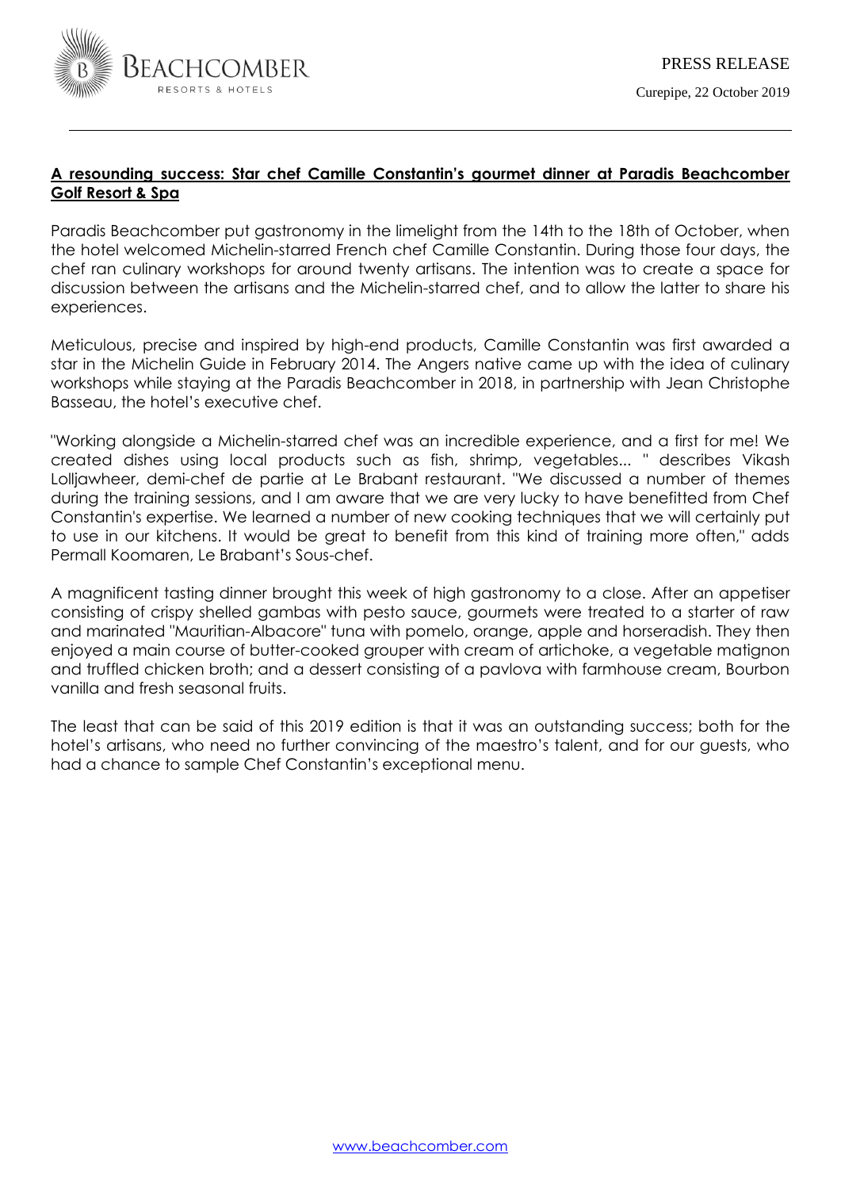PRESS RELEASE

Curepipe, 22 October 2019

## A resounding success: Star chef Camille Constantin's gourmet dinner at Paradis Beachcomber Golf Resort & Spa

Paradis Beachcomber put gastronomy in the limelight from the 14th to the 18th of October, when the hotel welcomed Michelin-starred French chef Camille Constantin. During those four days, the chef ran culinary workshops for around twenty artisans. The intention was to create a space for discussion between the artisans and the Michelin-starred chef, and to allow the latter to share his experiences.

Meticulous, precise and inspired by high-end products, Camille Constantin was first awarded a star in the Michelin Guide in February 2014. The Angers native came up with the idea of culinary workshops while staying at the Paradis Beachcomber in 2018, in partnership with Jean Christophe Basseau, the hotel's executive chef.

"Working alongside a Michelin-starred chef was an incredible experience, and a first for me! We created dishes using local products such as fish, shrimp, vegetables... " describes Vikash Lolljawheer, demi-chef de partie at Le Brabant restaurant. "We discussed a number of themes during the training sessions, and I am aware that we are very lucky to have benefitted from Chef Constantin's expertise. We learned a number of new cooking techniques that we will certainly put to use in our kitchens. It would be great to benefit from this kind of training more often," adds Permall Koomaren, Le Brabant's Sous-chef.

A magnificent tasting dinner brought this week of high gastronomy to a close. After an appetiser consisting of crispy shelled gambas with pesto sauce, gourmets were treated to a starter of raw and marinated "Mauritian-Albacore" tuna with pomelo, orange, apple and horseradish. They then enjoyed a main course of butter-cooked grouper with cream of artichoke, a vegetable matignon and truffled chicken broth; and a dessert consisting of a pavlova with farmhouse cream, Bourbon vanilla and fresh seasonal fruits.

The least that can be said of this 2019 edition is that it was an outstanding success; both for the hotel's artisans, who need no further convincing of the maestro's talent, and for our guests, who had a chance to sample Chef Constantin's exceptional menu.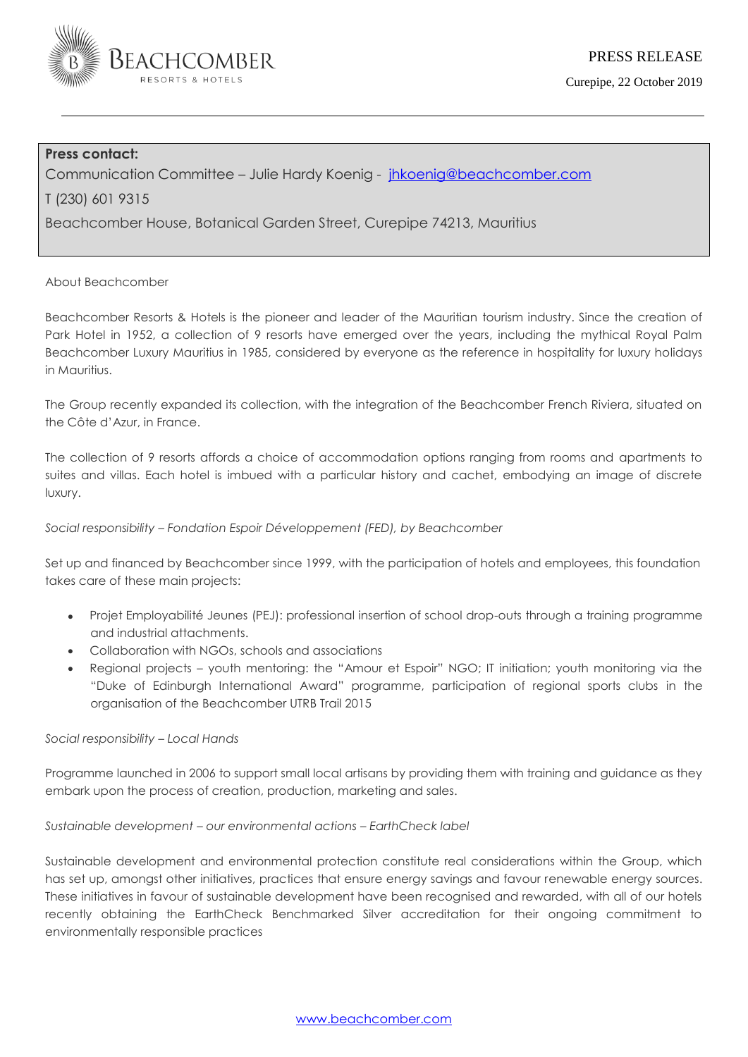PRESS RELEASE

Curepipe, 22 October 2019

**Press contact:**

Communication Committee – Julie Hardy Koenig - jhkoenig@beachcomber.com

T (230) 601 9315

Beachcomber House, Botanical Garden Street, Curepipe 74213, Mauritius

About Beachcomber

Beachcomber Resorts & Hotels is the pioneer and leader of the Mauritian tourism industry. Since the creation of Park Hotel in 1952, a collection of 9 resorts have emerged over the years, including the mythical Royal Palm Beachcomber Luxury Mauritius in 1985, considered by everyone as the reference in hospitality for luxury holidays in Mauritius.

The Group recently expanded its collection, with the integration of the Beachcomber French Riviera, situated on the Côte d'Azur, in France.

The collection of 9 resorts affords a choice of accommodation options ranging from rooms and apartments to suites and villas. Each hotel is imbued with a particular history and cachet, embodying an image of discrete luxury.

*Social responsibility – Fondation Espoir Développement (FED), by Beachcomber*

Set up and financed by Beachcomber since 1999, with the participation of hotels and employees, this foundation takes care of these main projects:

- Projet Employabilité Jeunes (PEJ): professional insertion of school drop-outs through a training programme and industrial attachments.
- Collaboration with NGOs, schools and associations
- Regional projects – youth mentoring: the "Amour et Espoir" NGO; IT initiation; youth monitoring via the "Duke of Edinburgh International Award" programme, participation of regional sports clubs in the organisation of the Beachcomber UTRB Trail 2015

*Social responsibility – Local Hands*

Programme launched in 2006 to support small local artisans by providing them with training and guidance as they embark upon the process of creation, production, marketing and sales.

*Sustainable development – our environmental actions – EarthCheck label*

Sustainable development and environmental protection constitute real considerations within the Group, which has set up, amongst other initiatives, practices that ensure energy savings and favour renewable energy sources. These initiatives in favour of sustainable development have been recognised and rewarded, with all of our hotels recently obtaining the EarthCheck Benchmarked Silver accreditation for their ongoing commitment to environmentally responsible practices

www.beachcomber.com